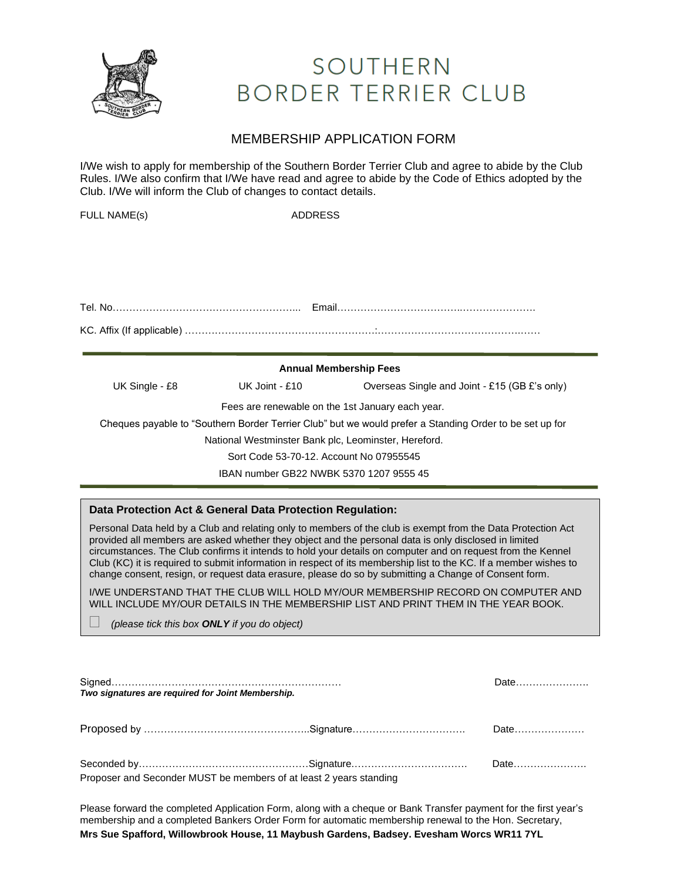# SOUTHERN BORDER TERRIER CLUB

## MEMBERSHIP APPLICATION FORM

I/We wish to apply for membership of the Southern Border Terrier Club and agree to abide by the Club Rules. I/We also confirm that I/We have read and agree to abide by the Code of Ethics adopted by the Club. I/We will inform the Club of changes to contact details.

FULL NAME(s) ADDRESS

Tel. No……………………………………………….... Email…………………………………..………………….

KC. Affix (If applicable) …………………………………………………:…………………………………….……

**Annual Membership Fees**

UK Single - £8 UK Joint - £10 Overseas Single and Joint - £15 (GB £'s only)

Fees are renewable on the 1st January each year.

Cheques payable to "Southern Border Terrier Club" but we would prefer a Standing Order to be set up for

National Westminster Bank plc, Leominster, Hereford.

Sort Code 53-70-12. Account No 07955545

IBAN number GB22 NWBK 5370 1207 9555 45

**Data Protection Act & General Data Protection Regulation:**

Personal Data held by a Club and relating only to members of the club is exempt from the Data Protection Act provided all members are asked whether they object and the personal data is only disclosed in limited circumstances. The Club confirms it intends to hold your details on computer and on request from the Kennel Club (KC) it is required to submit information in respect of its membership list to the KC. If a member wishes to change consent, resign, or request data erasure, please do so by submitting a Change of Consent form.

I/WE UNDERSTAND THAT THE CLUB WILL HOLD MY/OUR MEMBERSHIP RECORD ON COMPUTER AND WILL INCLUDE MY/OUR DETAILS IN THE MEMBERSHIP LIST AND PRINT THEM IN THE YEAR BOOK.

☐ *(please tick this box **ONLY** if you do object)*

Signed…………………………………………………………… Date………………….

***Two signatures are required for Joint Membership.***

Proposed by …………………………………………..Signature……………………………. Date…………………

Seconded by……………………………………………Signature.……………………………. Date………………….

Proposer and Seconder MUST be members of at least 2 years standing

Please forward the completed Application Form, along with a cheque or Bank Transfer payment for the first year's membership and a completed Bankers Order Form for automatic membership renewal to the Hon. Secretary,

**Mrs Sue Spafford, Willowbrook House, 11 Maybush Gardens, Badsey. Evesham Worcs WR11 7YL**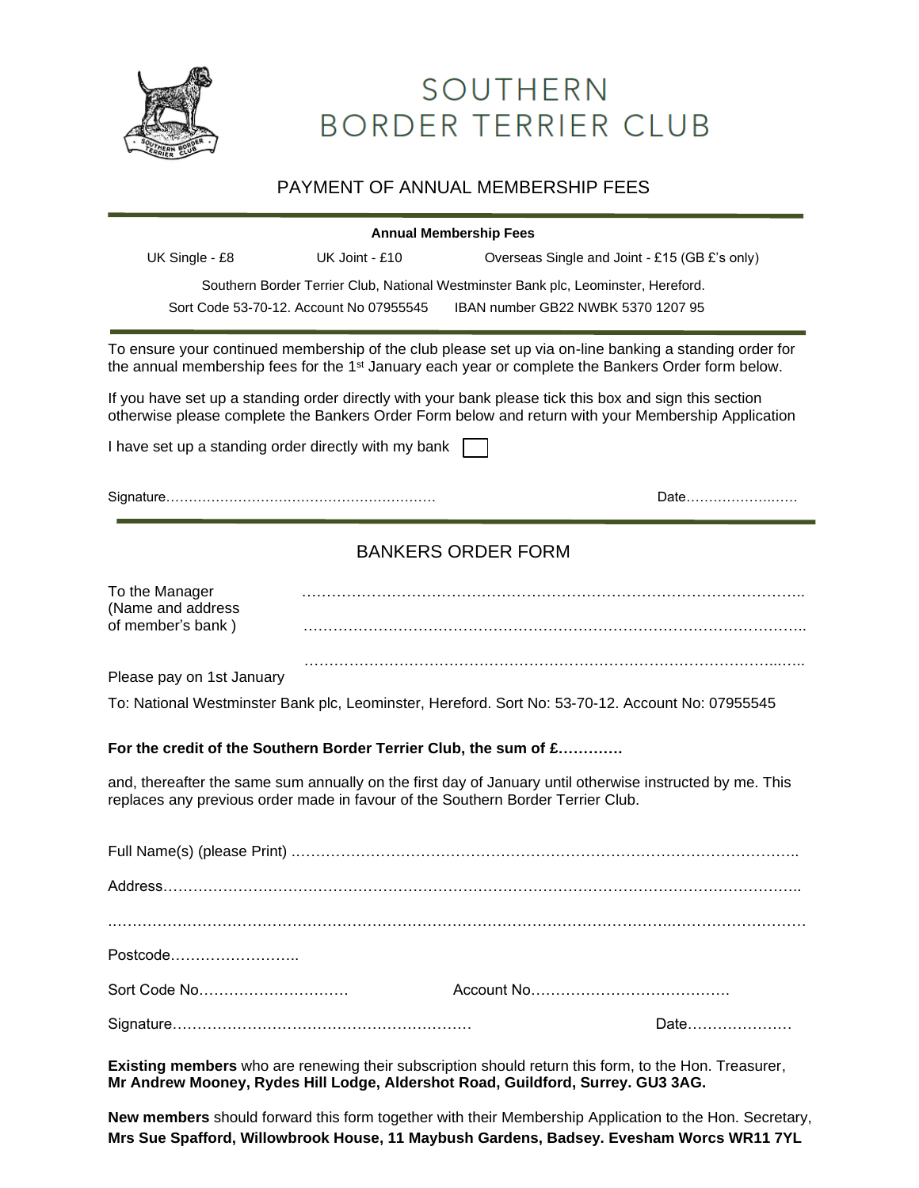# SOUTHERN BORDER TERRIER CLUB

## PAYMENT OF ANNUAL MEMBERSHIP FEES

**Annual Membership Fees**

UK Single - £8 UK Joint - £10 Overseas Single and Joint - £15 (GB £'s only)

Southern Border Terrier Club, National Westminster Bank plc, Leominster, Hereford.

Sort Code 53-70-12. Account No 07955545 IBAN number GB22 NWBK 5370 1207 95

To ensure your continued membership of the club please set up via on-line banking a standing order for the annual membership fees for the 1st January each year or complete the Bankers Order form below.

If you have set up a standing order directly with your bank please tick this box and sign this section otherwise please complete the Bankers Order Form below and return with your Membership Application

I have set up a standing order directly with my bank ☐

Signature…………………………………………………… Date……………………

## BANKERS ORDER FORM

To the Manager (Name and address of member's bank ) ……………………………………………………………………………………

……………………………………………………………………………………

……………………………………………………………………………………

Please pay on 1st January

To: National Westminster Bank plc, Leominster, Hereford. Sort No: 53-70-12. Account No: 07955545

**For the credit of the Southern Border Terrier Club, the sum of £…………**

and, thereafter the same sum annually on the first day of January until otherwise instructed by me. This replaces any previous order made in favour of the Southern Border Terrier Club.

Full Name(s) (please Print) ……………………………………………………………………………………

Address……………………………………………………………………………………………………

……………………………………………………………………………………………………………

Postcode……………………..

Sort Code No………………………… Account No…………………………………

Signature…………………………………………………… Date…………………

**Existing members** who are renewing their subscription should return this form, to the Hon. Treasurer, **Mr Andrew Mooney, Rydes Hill Lodge, Aldershot Road, Guildford, Surrey. GU3 3AG.**

**New members** should forward this form together with their Membership Application to the Hon. Secretary, **Mrs Sue Spafford, Willowbrook House, 11 Maybush Gardens, Badsey. Evesham Worcs WR11 7YL**